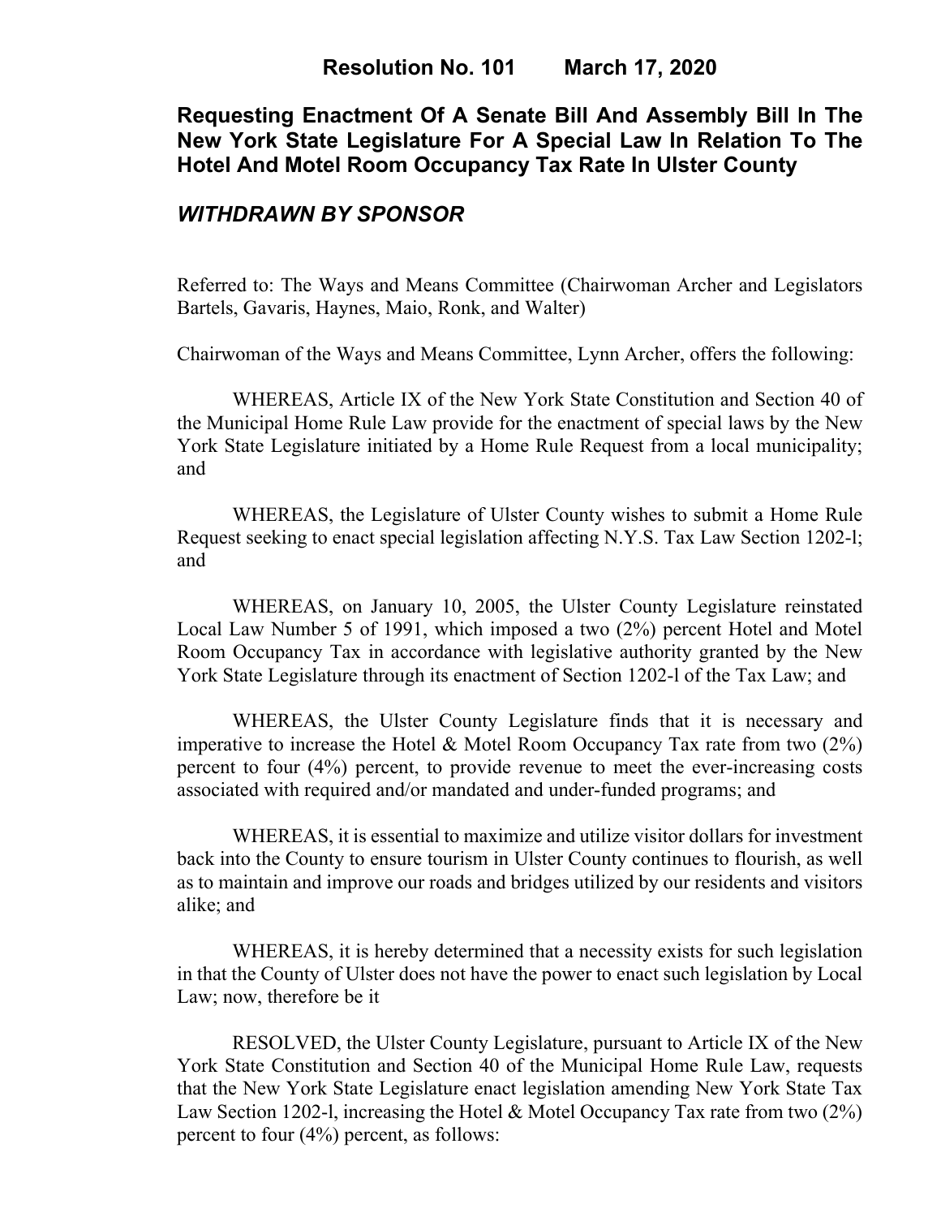# Resolution No. 101 March 17, 2020

## Requesting Enactment Of A Senate Bill And Assembly Bill In The New York State Legislature For A Special Law In Relation To The Hotel And Motel Room Occupancy Tax Rate In Ulster County

***WITHDRAWN BY SPONSOR***

Referred to: The Ways and Means Committee (Chairwoman Archer and Legislators Bartels, Gavaris, Haynes, Maio, Ronk, and Walter)

Chairwoman of the Ways and Means Committee, Lynn Archer, offers the following:

WHEREAS, Article IX of the New York State Constitution and Section 40 of the Municipal Home Rule Law provide for the enactment of special laws by the New York State Legislature initiated by a Home Rule Request from a local municipality; and

WHEREAS, the Legislature of Ulster County wishes to submit a Home Rule Request seeking to enact special legislation affecting N.Y.S. Tax Law Section 1202-l; and

WHEREAS, on January 10, 2005, the Ulster County Legislature reinstated Local Law Number 5 of 1991, which imposed a two (2%) percent Hotel and Motel Room Occupancy Tax in accordance with legislative authority granted by the New York State Legislature through its enactment of Section 1202-l of the Tax Law; and

WHEREAS, the Ulster County Legislature finds that it is necessary and imperative to increase the Hotel & Motel Room Occupancy Tax rate from two (2%) percent to four (4%) percent, to provide revenue to meet the ever-increasing costs associated with required and/or mandated and under-funded programs; and

WHEREAS, it is essential to maximize and utilize visitor dollars for investment back into the County to ensure tourism in Ulster County continues to flourish, as well as to maintain and improve our roads and bridges utilized by our residents and visitors alike; and

WHEREAS, it is hereby determined that a necessity exists for such legislation in that the County of Ulster does not have the power to enact such legislation by Local Law; now, therefore be it

RESOLVED, the Ulster County Legislature, pursuant to Article IX of the New York State Constitution and Section 40 of the Municipal Home Rule Law, requests that the New York State Legislature enact legislation amending New York State Tax Law Section 1202-l, increasing the Hotel & Motel Occupancy Tax rate from two (2%) percent to four (4%) percent, as follows: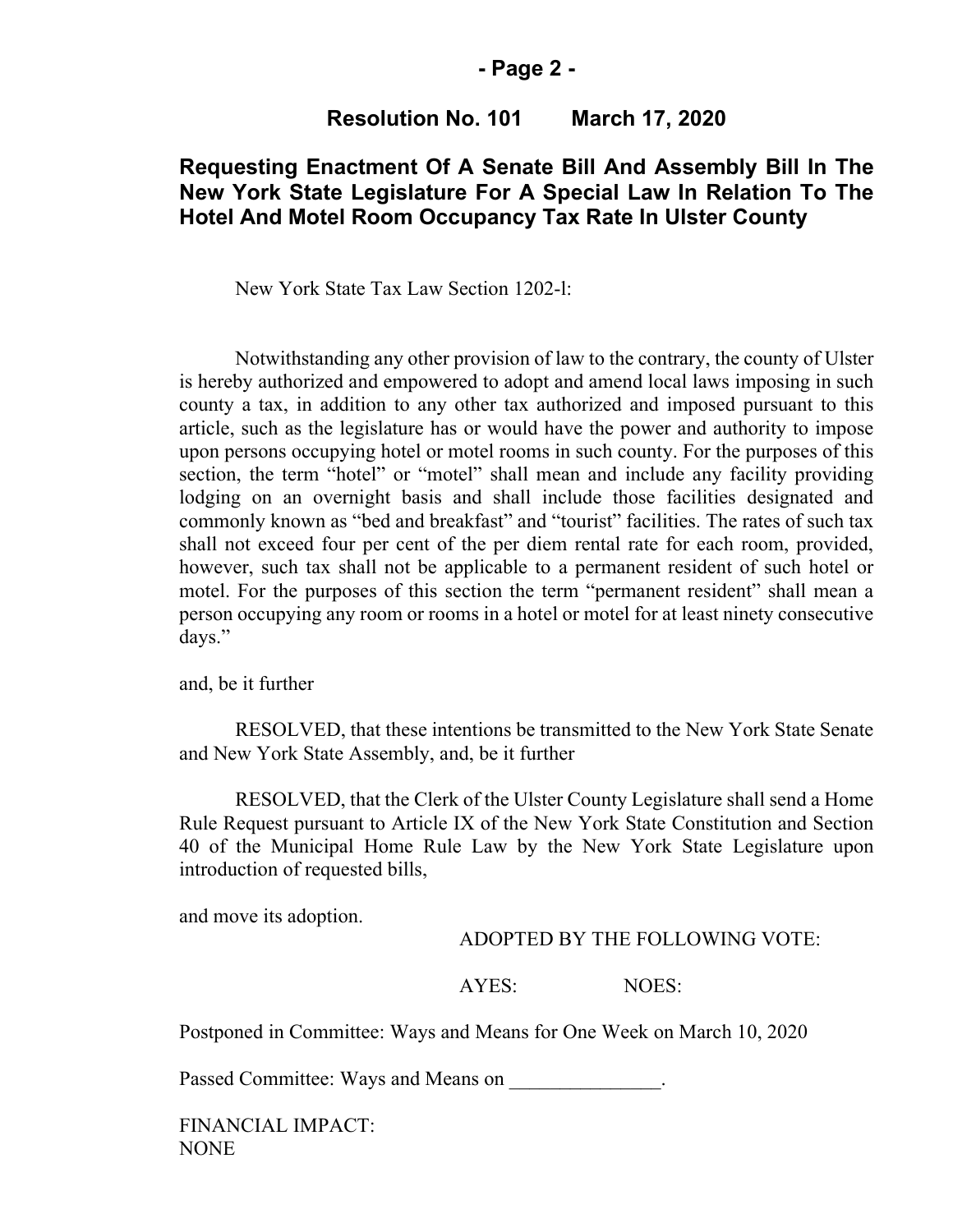**Resolution No. 101 March 17, 2020**

## Requesting Enactment Of A Senate Bill And Assembly Bill In The New York State Legislature For A Special Law In Relation To The Hotel And Motel Room Occupancy Tax Rate In Ulster County

New York State Tax Law Section 1202-l:

Notwithstanding any other provision of law to the contrary, the county of Ulster is hereby authorized and empowered to adopt and amend local laws imposing in such county a tax, in addition to any other tax authorized and imposed pursuant to this article, such as the legislature has or would have the power and authority to impose upon persons occupying hotel or motel rooms in such county. For the purposes of this section, the term "hotel" or "motel" shall mean and include any facility providing lodging on an overnight basis and shall include those facilities designated and commonly known as "bed and breakfast" and "tourist" facilities. The rates of such tax shall not exceed four per cent of the per diem rental rate for each room, provided, however, such tax shall not be applicable to a permanent resident of such hotel or motel. For the purposes of this section the term "permanent resident" shall mean a person occupying any room or rooms in a hotel or motel for at least ninety consecutive days."

and, be it further

RESOLVED, that these intentions be transmitted to the New York State Senate and New York State Assembly, and, be it further

RESOLVED, that the Clerk of the Ulster County Legislature shall send a Home Rule Request pursuant to Article IX of the New York State Constitution and Section 40 of the Municipal Home Rule Law by the New York State Legislature upon introduction of requested bills,

and move its adoption.

ADOPTED BY THE FOLLOWING VOTE:

AYES: NOES:

Postponed in Committee: Ways and Means for One Week on March 10, 2020

Passed Committee: Ways and Means on _______________.

FINANCIAL IMPACT:
NONE